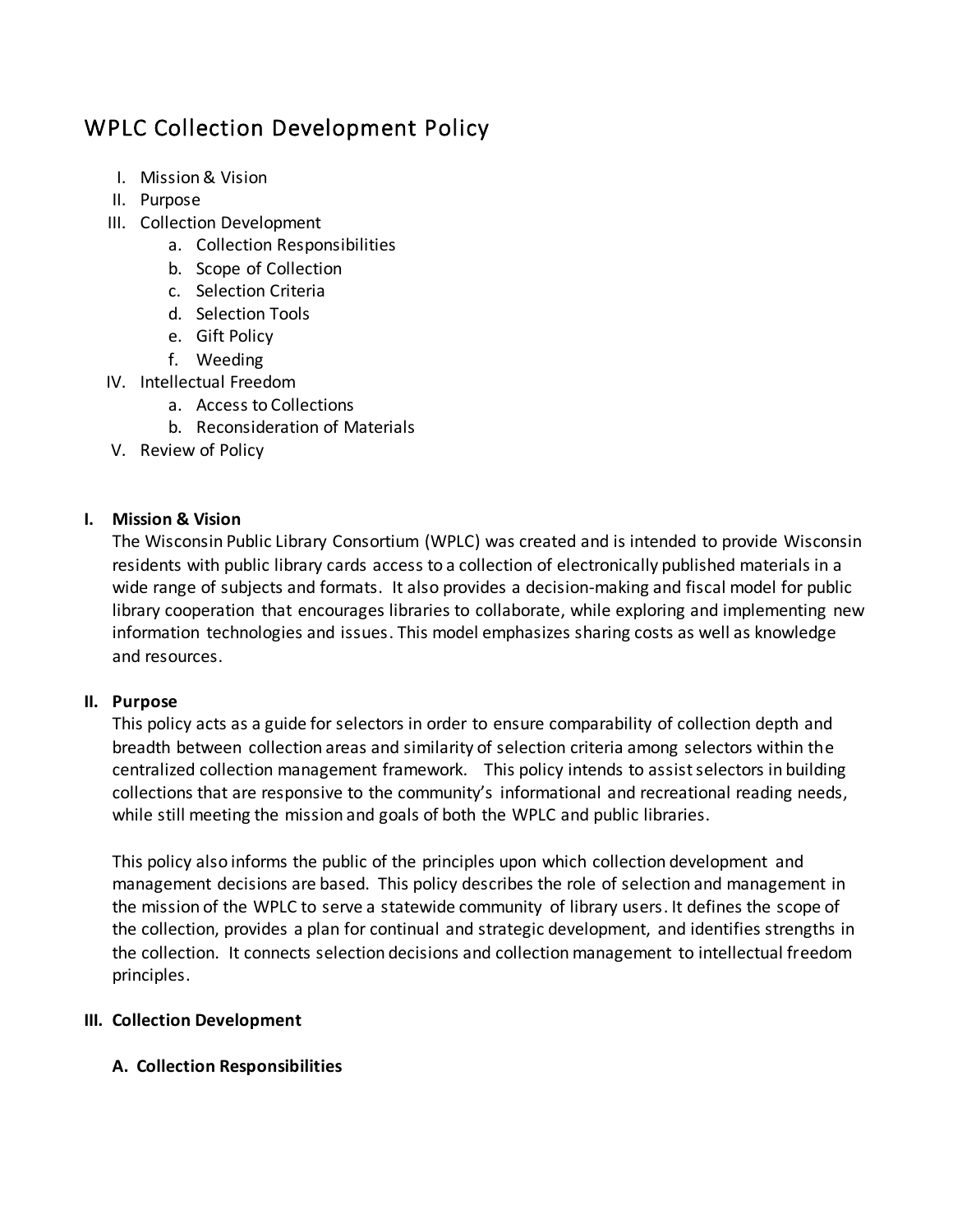# WPLC Collection Development Policy

I. Mission & Vision
II. Purpose
III. Collection Development
    a. Collection Responsibilities
    b. Scope of Collection
    c. Selection Criteria
    d. Selection Tools
    e. Gift Policy
    f. Weeding
IV. Intellectual Freedom
    a. Access to Collections
    b. Reconsideration of Materials
V. Review of Policy

## I. Mission & Vision

The Wisconsin Public Library Consortium (WPLC) was created and is intended to provide Wisconsin residents with public library cards access to a collection of electronically published materials in a wide range of subjects and formats. It also provides a decision-making and fiscal model for public library cooperation that encourages libraries to collaborate, while exploring and implementing new information technologies and issues. This model emphasizes sharing costs as well as knowledge and resources.

## II. Purpose

This policy acts as a guide for selectors in order to ensure comparability of collection depth and breadth between collection areas and similarity of selection criteria among selectors within the centralized collection management framework. This policy intends to assist selectors in building collections that are responsive to the community's informational and recreational reading needs, while still meeting the mission and goals of both the WPLC and public libraries.

This policy also informs the public of the principles upon which collection development and management decisions are based. This policy describes the role of selection and management in the mission of the WPLC to serve a statewide community of library users. It defines the scope of the collection, provides a plan for continual and strategic development, and identifies strengths in the collection. It connects selection decisions and collection management to intellectual freedom principles.

## III. Collection Development

### A. Collection Responsibilities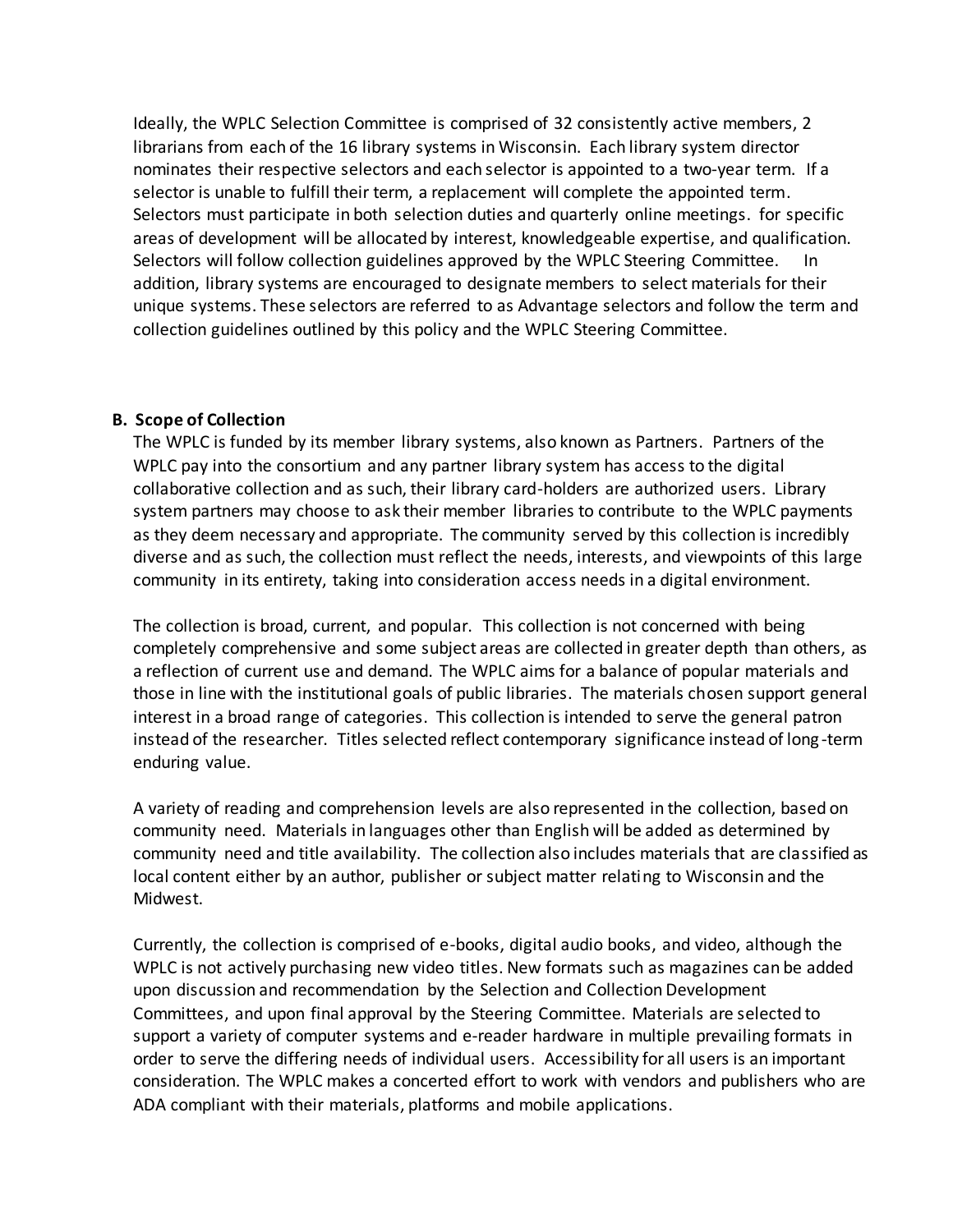Ideally, the WPLC Selection Committee is comprised of 32 consistently active members, 2 librarians from each of the 16 library systems in Wisconsin. Each library system director nominates their respective selectors and each selector is appointed to a two-year term. If a selector is unable to fulfill their term, a replacement will complete the appointed term. Selectors must participate in both selection duties and quarterly online meetings. for specific areas of development will be allocated by interest, knowledgeable expertise, and qualification. Selectors will follow collection guidelines approved by the WPLC Steering Committee. In addition, library systems are encouraged to designate members to select materials for their unique systems. These selectors are referred to as Advantage selectors and follow the term and collection guidelines outlined by this policy and the WPLC Steering Committee.

**B. Scope of Collection**

The WPLC is funded by its member library systems, also known as Partners. Partners of the WPLC pay into the consortium and any partner library system has access to the digital collaborative collection and as such, their library card-holders are authorized users. Library system partners may choose to ask their member libraries to contribute to the WPLC payments as they deem necessary and appropriate. The community served by this collection is incredibly diverse and as such, the collection must reflect the needs, interests, and viewpoints of this large community in its entirety, taking into consideration access needs in a digital environment.

The collection is broad, current, and popular. This collection is not concerned with being completely comprehensive and some subject areas are collected in greater depth than others, as a reflection of current use and demand. The WPLC aims for a balance of popular materials and those in line with the institutional goals of public libraries. The materials chosen support general interest in a broad range of categories. This collection is intended to serve the general patron instead of the researcher. Titles selected reflect contemporary significance instead of long-term enduring value.

A variety of reading and comprehension levels are also represented in the collection, based on community need. Materials in languages other than English will be added as determined by community need and title availability. The collection also includes materials that are classified as local content either by an author, publisher or subject matter relating to Wisconsin and the Midwest.

Currently, the collection is comprised of e-books, digital audio books, and video, although the WPLC is not actively purchasing new video titles. New formats such as magazines can be added upon discussion and recommendation by the Selection and Collection Development Committees, and upon final approval by the Steering Committee. Materials are selected to support a variety of computer systems and e-reader hardware in multiple prevailing formats in order to serve the differing needs of individual users. Accessibility for all users is an important consideration. The WPLC makes a concerted effort to work with vendors and publishers who are ADA compliant with their materials, platforms and mobile applications.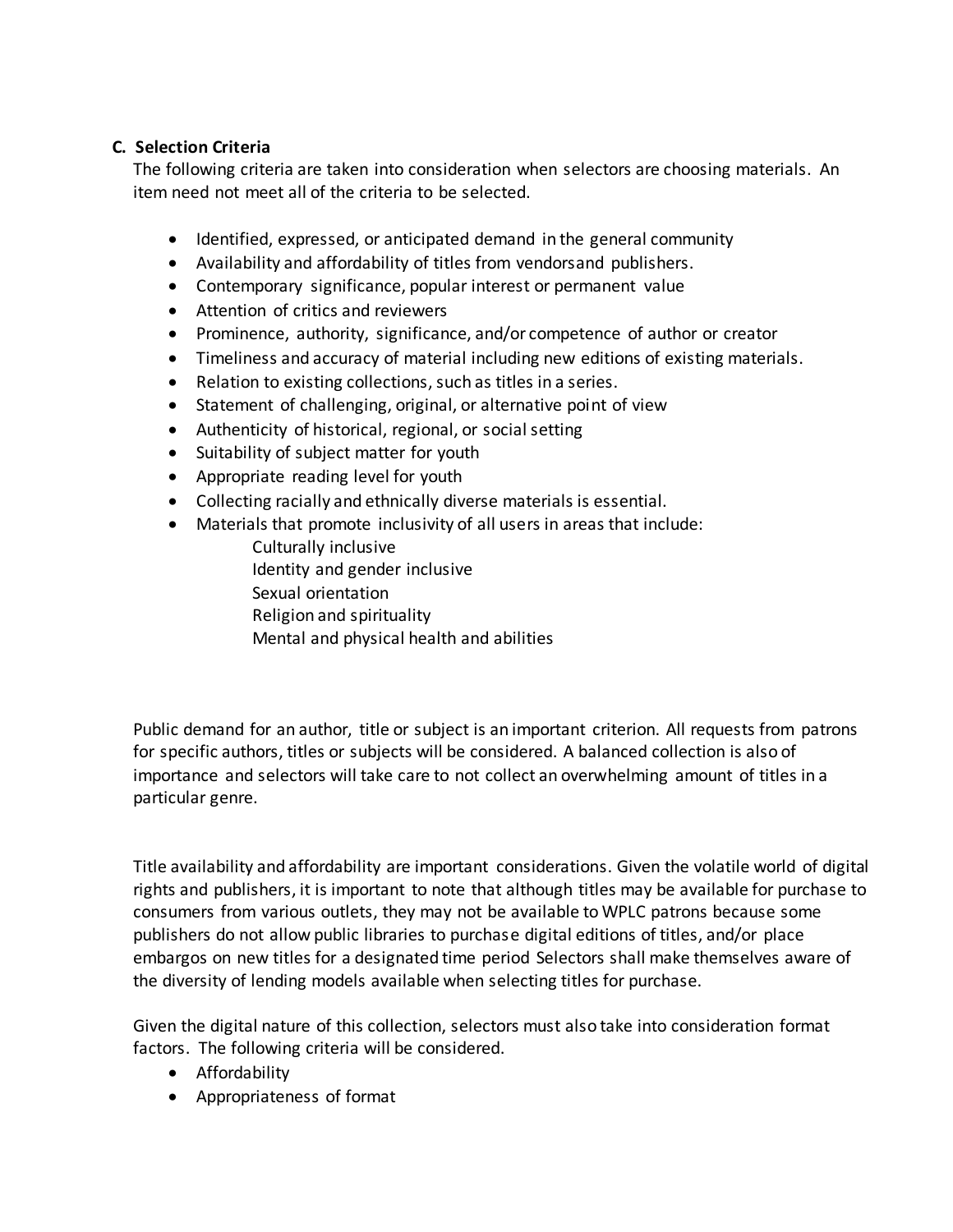### C. Selection Criteria

The following criteria are taken into consideration when selectors are choosing materials. An item need not meet all of the criteria to be selected.

- Identified, expressed, or anticipated demand in the general community
- Availability and affordability of titles from vendorsand publishers.
- Contemporary significance, popular interest or permanent value
- Attention of critics and reviewers
- Prominence, authority, significance, and/or competence of author or creator
- Timeliness and accuracy of material including new editions of existing materials.
- Relation to existing collections, such as titles in a series.
- Statement of challenging, original, or alternative point of view
- Authenticity of historical, regional, or social setting
- Suitability of subject matter for youth
- Appropriate reading level for youth
- Collecting racially and ethnically diverse materials is essential.
- Materials that promote inclusivity of all users in areas that include:
  - Culturally inclusive
  - Identity and gender inclusive
  - Sexual orientation
  - Religion and spirituality
  - Mental and physical health and abilities

Public demand for an author, title or subject is an important criterion. All requests from patrons for specific authors, titles or subjects will be considered. A balanced collection is also of importance and selectors will take care to not collect an overwhelming amount of titles in a particular genre.

Title availability and affordability are important considerations. Given the volatile world of digital rights and publishers, it is important to note that although titles may be available for purchase to consumers from various outlets, they may not be available to WPLC patrons because some publishers do not allow public libraries to purchase digital editions of titles, and/or place embargos on new titles for a designated time period Selectors shall make themselves aware of the diversity of lending models available when selecting titles for purchase.

Given the digital nature of this collection, selectors must also take into consideration format factors. The following criteria will be considered.

- Affordability
- Appropriateness of format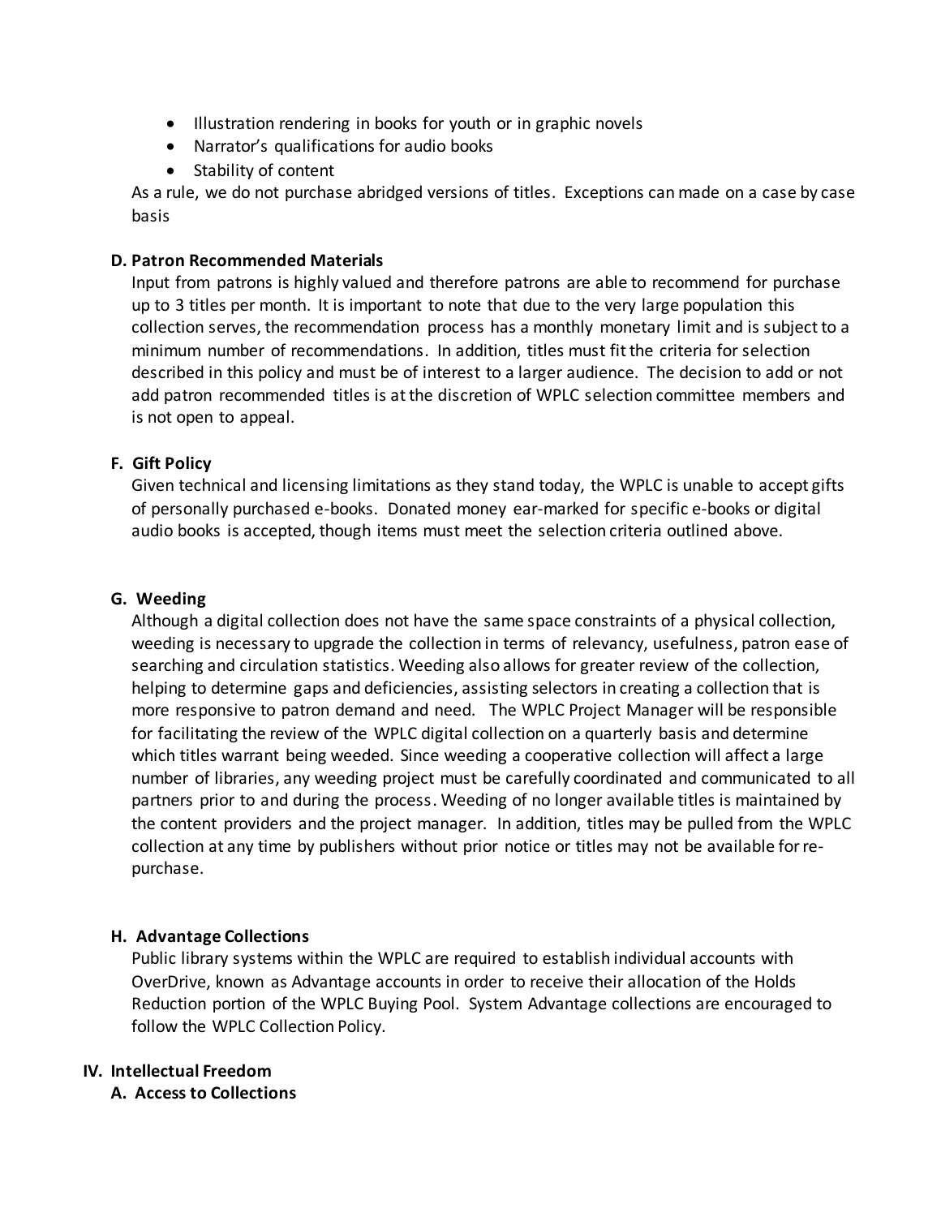- Illustration rendering in books for youth or in graphic novels
- Narrator's qualifications for audio books
- Stability of content

As a rule, we do not purchase abridged versions of titles. Exceptions can made on a case by case basis

### D. Patron Recommended Materials

Input from patrons is highly valued and therefore patrons are able to recommend for purchase up to 3 titles per month. It is important to note that due to the very large population this collection serves, the recommendation process has a monthly monetary limit and is subject to a minimum number of recommendations. In addition, titles must fit the criteria for selection described in this policy and must be of interest to a larger audience. The decision to add or not add patron recommended titles is at the discretion of WPLC selection committee members and is not open to appeal.

### F. Gift Policy

Given technical and licensing limitations as they stand today, the WPLC is unable to accept gifts of personally purchased e-books. Donated money ear-marked for specific e-books or digital audio books is accepted, though items must meet the selection criteria outlined above.

### G. Weeding

Although a digital collection does not have the same space constraints of a physical collection, weeding is necessary to upgrade the collection in terms of relevancy, usefulness, patron ease of searching and circulation statistics. Weeding also allows for greater review of the collection, helping to determine gaps and deficiencies, assisting selectors in creating a collection that is more responsive to patron demand and need. The WPLC Project Manager will be responsible for facilitating the review of the WPLC digital collection on a quarterly basis and determine which titles warrant being weeded. Since weeding a cooperative collection will affect a large number of libraries, any weeding project must be carefully coordinated and communicated to all partners prior to and during the process. Weeding of no longer available titles is maintained by the content providers and the project manager. In addition, titles may be pulled from the WPLC collection at any time by publishers without prior notice or titles may not be available for re-purchase.

### H. Advantage Collections

Public library systems within the WPLC are required to establish individual accounts with OverDrive, known as Advantage accounts in order to receive their allocation of the Holds Reduction portion of the WPLC Buying Pool. System Advantage collections are encouraged to follow the WPLC Collection Policy.

## IV. Intellectual Freedom

### A. Access to Collections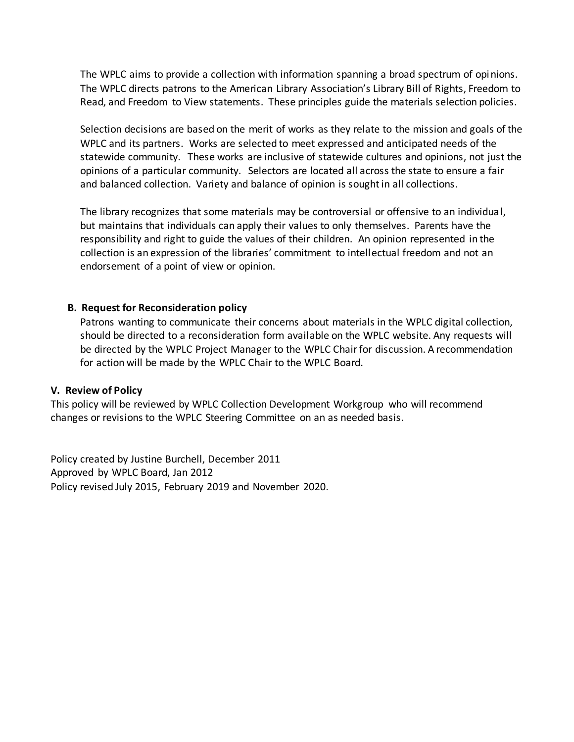The WPLC aims to provide a collection with information spanning a broad spectrum of opinions. The WPLC directs patrons to the American Library Association's Library Bill of Rights, Freedom to Read, and Freedom to View statements. These principles guide the materials selection policies.

Selection decisions are based on the merit of works as they relate to the mission and goals of the WPLC and its partners. Works are selected to meet expressed and anticipated needs of the statewide community. These works are inclusive of statewide cultures and opinions, not just the opinions of a particular community. Selectors are located all across the state to ensure a fair and balanced collection. Variety and balance of opinion is sought in all collections.

The library recognizes that some materials may be controversial or offensive to an individual, but maintains that individuals can apply their values to only themselves. Parents have the responsibility and right to guide the values of their children. An opinion represented in the collection is an expression of the libraries' commitment to intellectual freedom and not an endorsement of a point of view or opinion.

### B. Request for Reconsideration policy

Patrons wanting to communicate their concerns about materials in the WPLC digital collection, should be directed to a reconsideration form available on the WPLC website. Any requests will be directed by the WPLC Project Manager to the WPLC Chair for discussion. A recommendation for action will be made by the WPLC Chair to the WPLC Board.

## V. Review of Policy

This policy will be reviewed by WPLC Collection Development Workgroup who will recommend changes or revisions to the WPLC Steering Committee on an as needed basis.

Policy created by Justine Burchell, December 2011
Approved by WPLC Board, Jan 2012
Policy revised July 2015, February 2019 and November 2020.